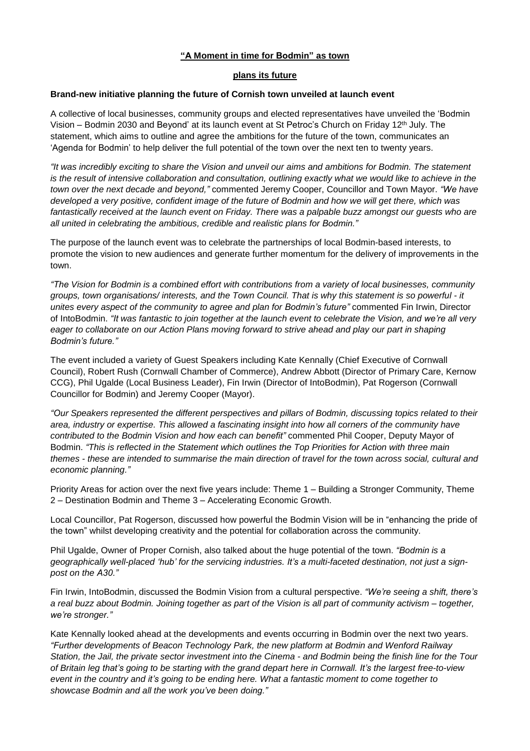**"A Moment in time for Bodmin" as town plans its future**

**Brand-new initiative planning the future of Cornish town unveiled at launch event**

A collective of local businesses, community groups and elected representatives have unveiled the 'Bodmin Vision – Bodmin 2030 and Beyond' at its launch event at St Petroc's Church on Friday 12th July. The statement, which aims to outline and agree the ambitions for the future of the town, communicates an 'Agenda for Bodmin' to help deliver the full potential of the town over the next ten to twenty years.

*"It was incredibly exciting to share the Vision and unveil our aims and ambitions for Bodmin. The statement is the result of intensive collaboration and consultation, outlining exactly what we would like to achieve in the town over the next decade and beyond,"* commented Jeremy Cooper, Councillor and Town Mayor. *"We have developed a very positive, confident image of the future of Bodmin and how we will get there, which was fantastically received at the launch event on Friday. There was a palpable buzz amongst our guests who are all united in celebrating the ambitious, credible and realistic plans for Bodmin."*

The purpose of the launch event was to celebrate the partnerships of local Bodmin-based interests, to promote the vision to new audiences and generate further momentum for the delivery of improvements in the town.

*"The Vision for Bodmin is a combined effort with contributions from a variety of local businesses, community groups, town organisations/ interests, and the Town Council. That is why this statement is so powerful - it unites every aspect of the community to agree and plan for Bodmin's future"* commented Fin Irwin, Director of IntoBodmin. *"It was fantastic to join together at the launch event to celebrate the Vision, and we're all very eager to collaborate on our Action Plans moving forward to strive ahead and play our part in shaping Bodmin's future."*

The event included a variety of Guest Speakers including Kate Kennally (Chief Executive of Cornwall Council), Robert Rush (Cornwall Chamber of Commerce), Andrew Abbott (Director of Primary Care, Kernow CCG), Phil Ugalde (Local Business Leader), Fin Irwin (Director of IntoBodmin), Pat Rogerson (Cornwall Councillor for Bodmin) and Jeremy Cooper (Mayor).

*"Our Speakers represented the different perspectives and pillars of Bodmin, discussing topics related to their area, industry or expertise. This allowed a fascinating insight into how all corners of the community have contributed to the Bodmin Vision and how each can benefit"* commented Phil Cooper, Deputy Mayor of Bodmin. *"This is reflected in the Statement which outlines the Top Priorities for Action with three main themes - these are intended to summarise the main direction of travel for the town across social, cultural and economic planning."*

Priority Areas for action over the next five years include: Theme 1 – Building a Stronger Community, Theme 2 – Destination Bodmin and Theme 3 – Accelerating Economic Growth.

Local Councillor, Pat Rogerson, discussed how powerful the Bodmin Vision will be in "enhancing the pride of the town" whilst developing creativity and the potential for collaboration across the community.

Phil Ugalde, Owner of Proper Cornish, also talked about the huge potential of the town. *"Bodmin is a geographically well-placed 'hub' for the servicing industries. It's a multi-faceted destination, not just a sign-post on the A30."*

Fin Irwin, IntoBodmin, discussed the Bodmin Vision from a cultural perspective. *"We're seeing a shift, there's a real buzz about Bodmin. Joining together as part of the Vision is all part of community activism – together, we're stronger."*

Kate Kennally looked ahead at the developments and events occurring in Bodmin over the next two years. *"Further developments of Beacon Technology Park, the new platform at Bodmin and Wenford Railway Station, the Jail, the private sector investment into the Cinema - and Bodmin being the finish line for the Tour of Britain leg that's going to be starting with the grand depart here in Cornwall. It's the largest free-to-view event in the country and it's going to be ending here. What a fantastic moment to come together to showcase Bodmin and all the work you've been doing."*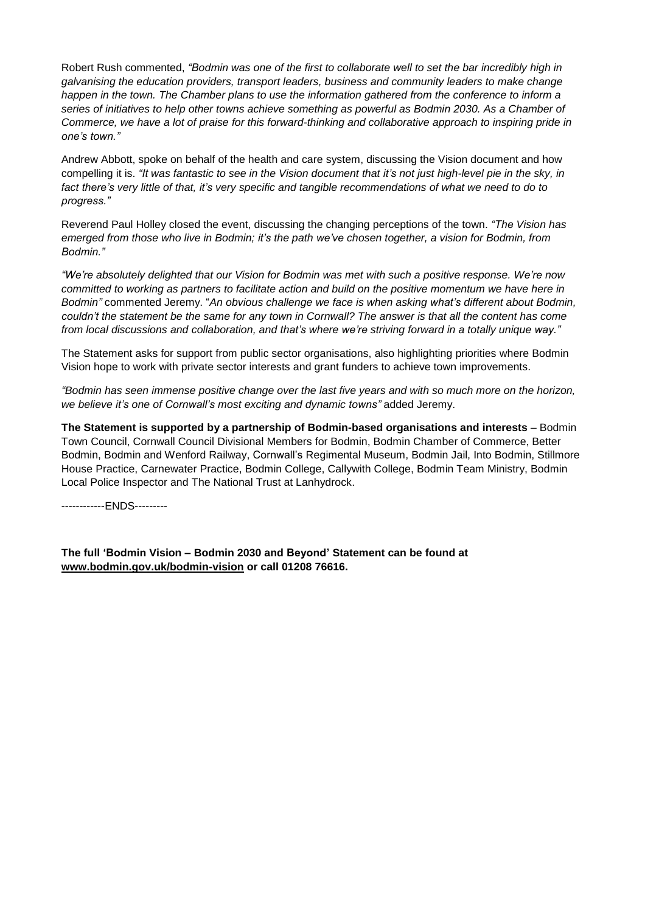Robert Rush commented, *"Bodmin was one of the first to collaborate well to set the bar incredibly high in galvanising the education providers, transport leaders, business and community leaders to make change happen in the town. The Chamber plans to use the information gathered from the conference to inform a series of initiatives to help other towns achieve something as powerful as Bodmin 2030. As a Chamber of Commerce, we have a lot of praise for this forward-thinking and collaborative approach to inspiring pride in one's town."*

Andrew Abbott, spoke on behalf of the health and care system, discussing the Vision document and how compelling it is. *"It was fantastic to see in the Vision document that it's not just high-level pie in the sky, in fact there's very little of that, it's very specific and tangible recommendations of what we need to do to progress."*

Reverend Paul Holley closed the event, discussing the changing perceptions of the town. *"The Vision has emerged from those who live in Bodmin; it's the path we've chosen together, a vision for Bodmin, from Bodmin."*

*"We're absolutely delighted that our Vision for Bodmin was met with such a positive response. We're now committed to working as partners to facilitate action and build on the positive momentum we have here in Bodmin"* commented Jeremy. "*An obvious challenge we face is when asking what's different about Bodmin, couldn't the statement be the same for any town in Cornwall? The answer is that all the content has come from local discussions and collaboration, and that's where we're striving forward in a totally unique way."*

The Statement asks for support from public sector organisations, also highlighting priorities where Bodmin Vision hope to work with private sector interests and grant funders to achieve town improvements.

*"Bodmin has seen immense positive change over the last five years and with so much more on the horizon, we believe it's one of Cornwall's most exciting and dynamic towns"* added Jeremy.

**The Statement is supported by a partnership of Bodmin-based organisations and interests** – Bodmin Town Council, Cornwall Council Divisional Members for Bodmin, Bodmin Chamber of Commerce, Better Bodmin, Bodmin and Wenford Railway, Cornwall's Regimental Museum, Bodmin Jail, Into Bodmin, Stillmore House Practice, Carnewater Practice, Bodmin College, Callywith College, Bodmin Team Ministry, Bodmin Local Police Inspector and The National Trust at Lanhydrock.

------------ENDS---------

**The full 'Bodmin Vision – Bodmin 2030 and Beyond' Statement can be found at www.bodmin.gov.uk/bodmin-vision or call 01208 76616.**